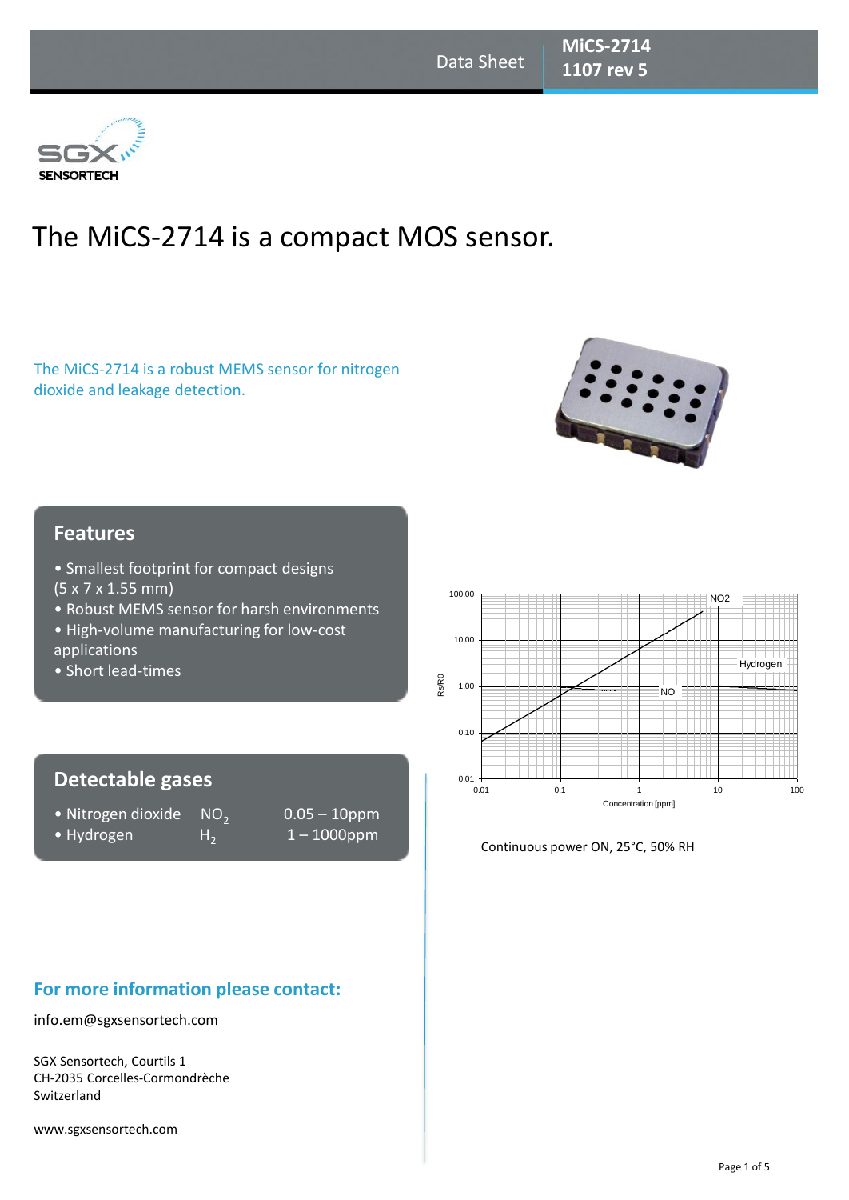# The MiCS-2714 is a compact MOS sensor.

The MiCS-2714 is a robust MEMS sensor for nitrogen dioxide and leakage detection.

## Features

- Smallest footprint for compact designs (5 x 7 x 1.55 mm)
- Robust MEMS sensor for harsh environments
- High-volume manufacturing for low-cost applications
- Short lead-times

## Detectable gases

| | | |
|---|---|---|
| • Nitrogen dioxide | $NO_2$ | 0.05 – 10ppm |
| • Hydrogen | $H_2$ | 1 – 1000ppm |

Continuous power ON, 25°C, 50% RH

## For more information please contact:

info.em@sgxsensortech.com

SGX Sensortech, Courtils 1
CH-2035 Corcelles-Cormondrèche
Switzerland

www.sgxsensortech.com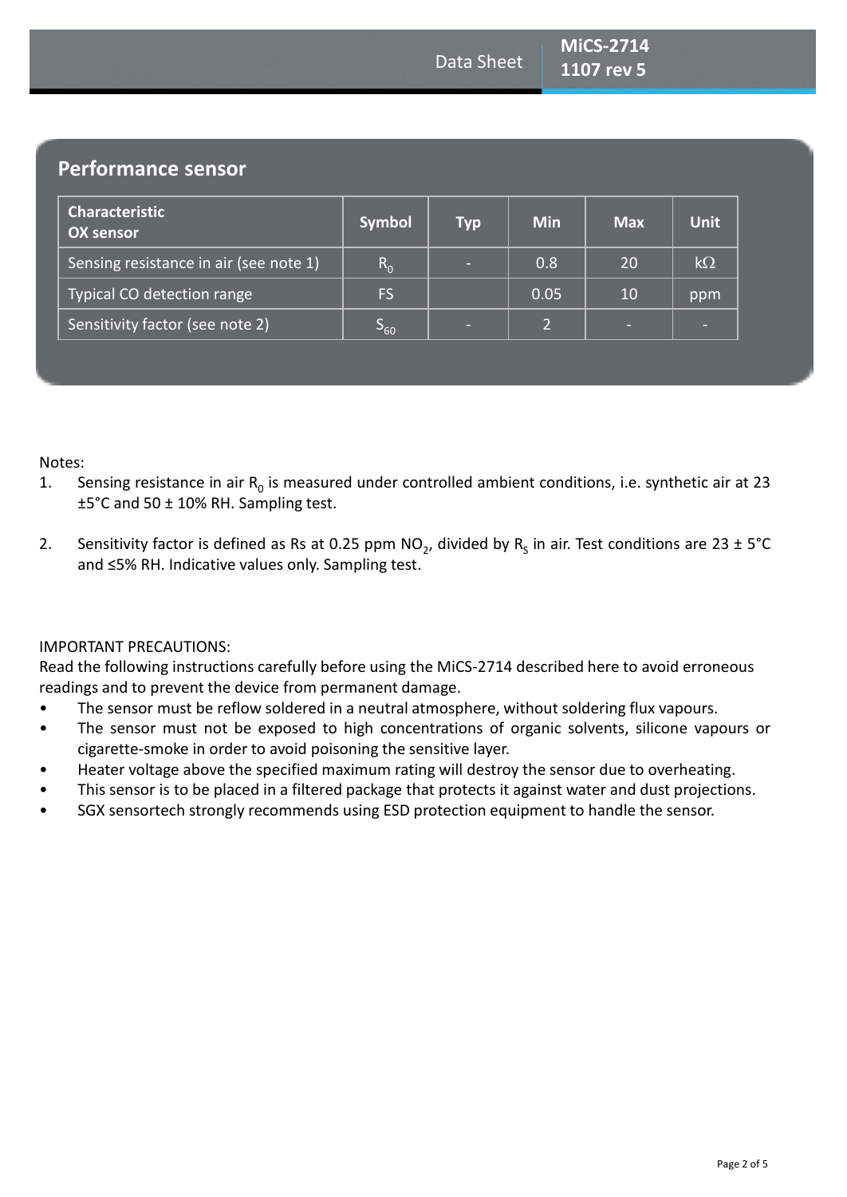## Performance sensor

| Characteristic<br>OX sensor | Symbol | Typ | Min | Max | Unit |
|---|---|---|---|---|---|
| Sensing resistance in air (see note 1) | $R_0$ | - | 0.8 | 20 | kΩ |
| Typical CO detection range | FS | | 0.05 | 10 | ppm |
| Sensitivity factor (see note 2) | $S_{60}$ | - | 2 | - | - |

Notes:

1. Sensing resistance in air $R_0$ is measured under controlled ambient conditions, i.e. synthetic air at 23 ±5°C and 50 ± 10% RH. Sampling test.

2. Sensitivity factor is defined as Rs at 0.25 ppm $NO_2$, divided by $R_S$ in air. Test conditions are 23 ± 5°C and ≤5% RH. Indicative values only. Sampling test.

IMPORTANT PRECAUTIONS:
Read the following instructions carefully before using the MiCS-2714 described here to avoid erroneous readings and to prevent the device from permanent damage.

- The sensor must be reflow soldered in a neutral atmosphere, without soldering flux vapours.
- The sensor must not be exposed to high concentrations of organic solvents, silicone vapours or cigarette-smoke in order to avoid poisoning the sensitive layer.
- Heater voltage above the specified maximum rating will destroy the sensor due to overheating.
- This sensor is to be placed in a filtered package that protects it against water and dust projections.
- SGX sensortech strongly recommends using ESD protection equipment to handle the sensor.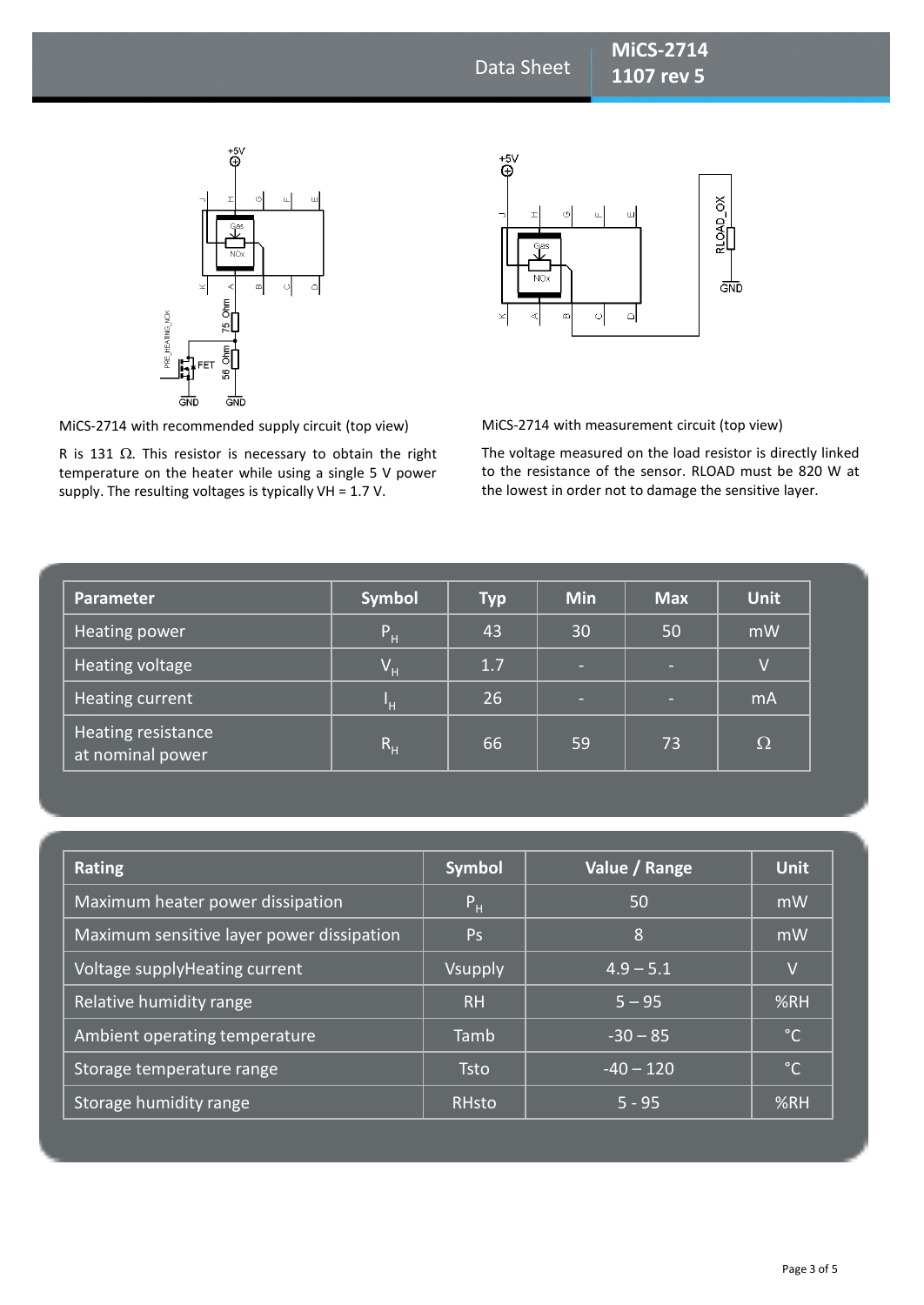MiCS-2714 with recommended supply circuit (top view)

R is 131 Ω. This resistor is necessary to obtain the right temperature on the heater while using a single 5 V power supply. The resulting voltages is typically VH = 1.7 V.

MiCS-2714 with measurement circuit (top view)

The voltage measured on the load resistor is directly linked to the resistance of the sensor. RLOAD must be 820 W at the lowest in order not to damage the sensitive layer.

| Parameter | Symbol | Typ | Min | Max | Unit |
|---|---|---|---|---|---|
| Heating power | $P_H$ | 43 | 30 | 50 | mW |
| Heating voltage | $V_H$ | 1.7 | - | - | V |
| Heating current | $I_H$ | 26 | - | - | mA |
| Heating resistance at nominal power | $R_H$ | 66 | 59 | 73 | Ω |

| Rating | Symbol | Value / Range | Unit |
|---|---|---|---|
| Maximum heater power dissipation | $P_H$ | 50 | mW |
| Maximum sensitive layer power dissipation | Ps | 8 | mW |
| Voltage supplyHeating current | Vsupply | 4.9 – 5.1 | V |
| Relative humidity range | RH | 5 – 95 | %RH |
| Ambient operating temperature | Tamb | -30 – 85 | °C |
| Storage temperature range | Tsto | -40 – 120 | °C |
| Storage humidity range | RHsto | 5 - 95 | %RH |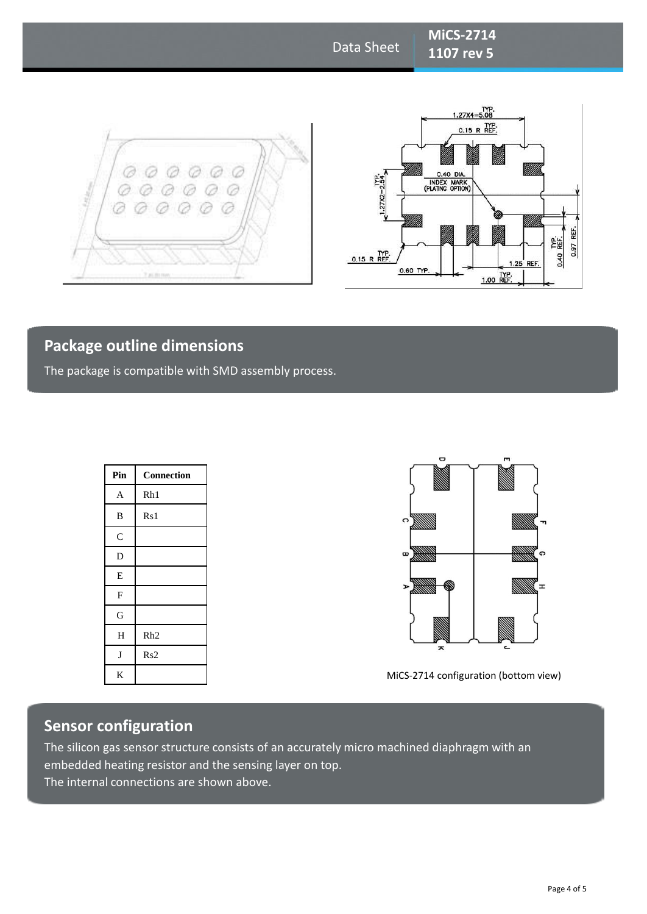## Package outline dimensions

The package is compatible with SMD assembly process.

| Pin | Connection |
|---|---|
| A | Rh1 |
| B | Rs1 |
| C | |
| D | |
| E | |
| F | |
| G | |
| H | Rh2 |
| J | Rs2 |
| K | |

MiCS-2714 configuration (bottom view)

## Sensor configuration

The silicon gas sensor structure consists of an accurately micro machined diaphragm with an embedded heating resistor and the sensing layer on top.
The internal connections are shown above.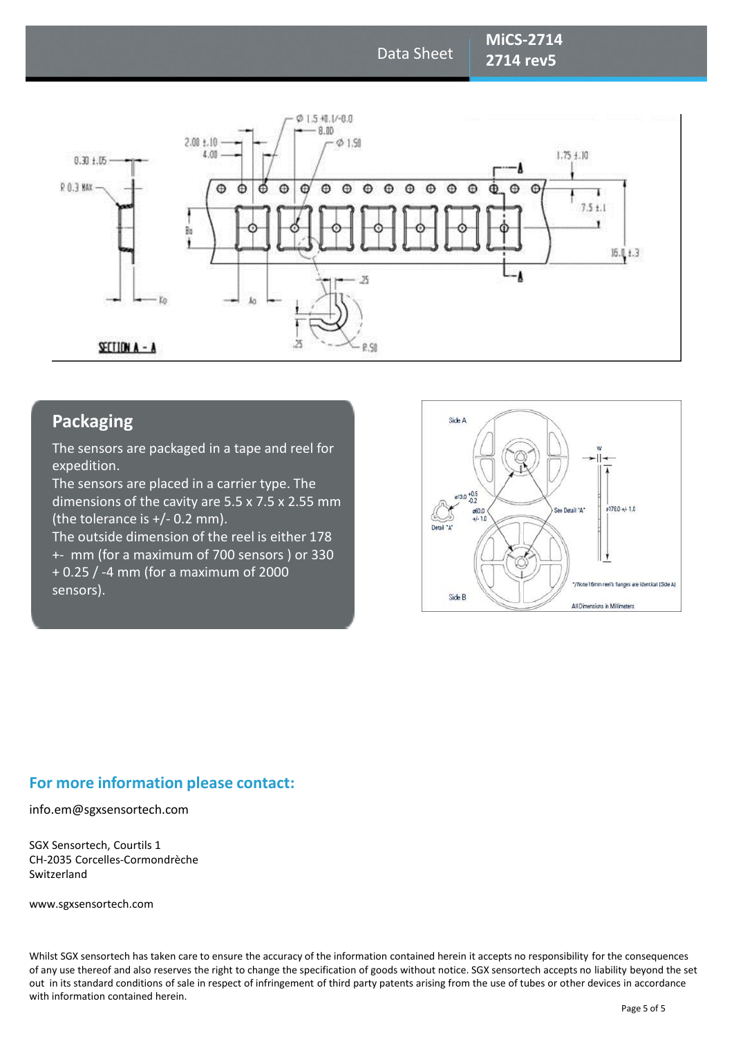Ø 1.5 +0.1/-0.0

8.00

Ø 1.50

2.00 ±.10

4.00

0.30 ±.05

R 0.3 MAX

1.75 ±.10

7.5 ±.1

16.0 ±.3

Bo

Ko

Ao

.25

.25

R.50

A

A

SECTION A - A

## Packaging

The sensors are packaged in a tape and reel for expedition.
The sensors are placed in a carrier type. The dimensions of the cavity are 5.5 x 7.5 x 2.55 mm (the tolerance is +/- 0.2 mm).
The outside dimension of the reel is either 178 +- mm (for a maximum of 700 sensors ) or 330 + 0.25 / -4 mm (for a maximum of 2000 sensors).

Side A

ø13.0 +0.5 -0.2

ø60.0 +/- 1.0

Detail "A"

See Detail "A"

W

ø178.0 +/- 1.0

Side B

*/Note 16mm reel's flanges are identical (Side A)

All Dimensions in Millimeters

## For more information please contact:

info.em@sgxsensortech.com

SGX Sensortech, Courtils 1
CH-2035 Corcelles-Cormondrèche
Switzerland

www.sgxsensortech.com

Whilst SGX sensortech has taken care to ensure the accuracy of the information contained herein it accepts no responsibility for the consequences of any use thereof and also reserves the right to change the specification of goods without notice. SGX sensortech accepts no liability beyond the set out in its standard conditions of sale in respect of infringement of third party patents arising from the use of tubes or other devices in accordance with information contained herein.